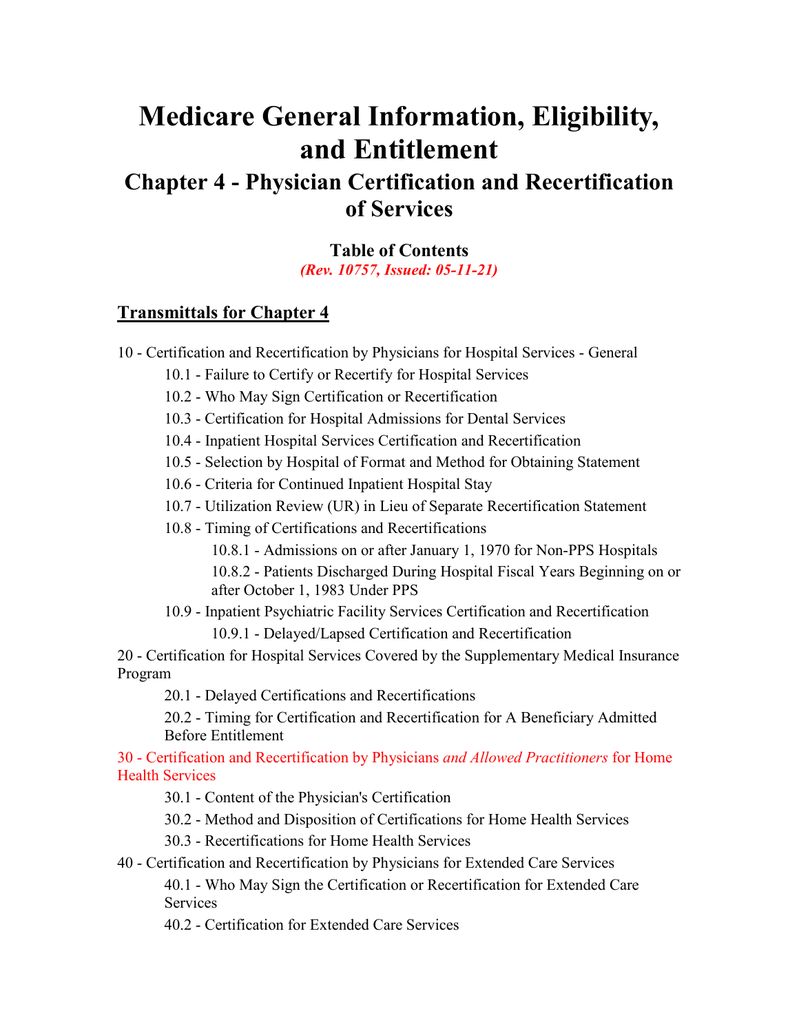# Medicare General Information, Eligibility, and Entitlement

## Chapter 4 - Physician Certification and Recertification of Services

### Table of Contents

*(Rev. 10757, Issued: 05-11-21)*

**Transmittals for Chapter 4**

10 - Certification and Recertification by Physicians for Hospital Services - General

- 10.1 - Failure to Certify or Recertify for Hospital Services
- 10.2 - Who May Sign Certification or Recertification
- 10.3 - Certification for Hospital Admissions for Dental Services
- 10.4 - Inpatient Hospital Services Certification and Recertification
- 10.5 - Selection by Hospital of Format and Method for Obtaining Statement
- 10.6 - Criteria for Continued Inpatient Hospital Stay
- 10.7 - Utilization Review (UR) in Lieu of Separate Recertification Statement
- 10.8 - Timing of Certifications and Recertifications
  - 10.8.1 - Admissions on or after January 1, 1970 for Non-PPS Hospitals
  - 10.8.2 - Patients Discharged During Hospital Fiscal Years Beginning on or after October 1, 1983 Under PPS
- 10.9 - Inpatient Psychiatric Facility Services Certification and Recertification
  - 10.9.1 - Delayed/Lapsed Certification and Recertification

20 - Certification for Hospital Services Covered by the Supplementary Medical Insurance Program

- 20.1 - Delayed Certifications and Recertifications
- 20.2 - Timing for Certification and Recertification for A Beneficiary Admitted Before Entitlement

30 - Certification and Recertification by Physicians *and Allowed Practitioners* for Home Health Services

- 30.1 - Content of the Physician's Certification
- 30.2 - Method and Disposition of Certifications for Home Health Services
- 30.3 - Recertifications for Home Health Services

40 - Certification and Recertification by Physicians for Extended Care Services

- 40.1 - Who May Sign the Certification or Recertification for Extended Care Services
- 40.2 - Certification for Extended Care Services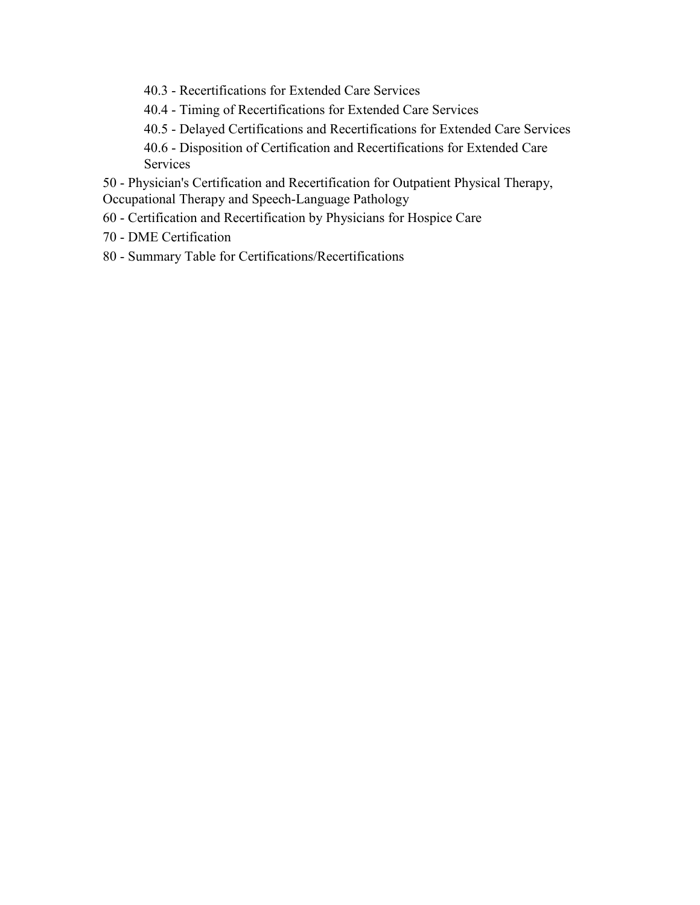- 40.3 - Recertifications for Extended Care Services
- 40.4 - Timing of Recertifications for Extended Care Services
- 40.5 - Delayed Certifications and Recertifications for Extended Care Services
- 40.6 - Disposition of Certification and Recertifications for Extended Care Services

50 - Physician's Certification and Recertification for Outpatient Physical Therapy, Occupational Therapy and Speech-Language Pathology

60 - Certification and Recertification by Physicians for Hospice Care

70 - DME Certification

80 - Summary Table for Certifications/Recertifications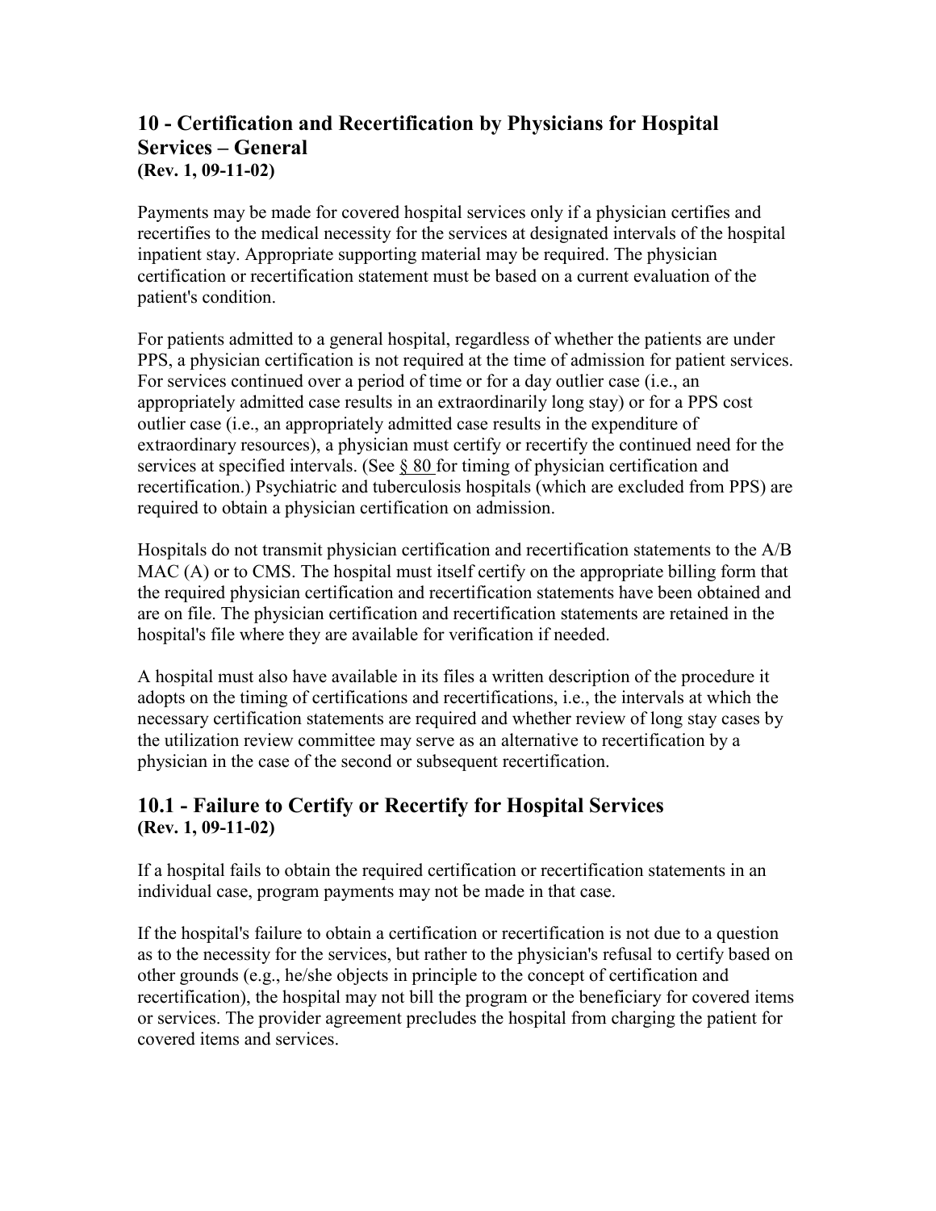## 10 - Certification and Recertification by Physicians for Hospital Services – General

**(Rev. 1, 09-11-02)**

Payments may be made for covered hospital services only if a physician certifies and recertifies to the medical necessity for the services at designated intervals of the hospital inpatient stay. Appropriate supporting material may be required. The physician certification or recertification statement must be based on a current evaluation of the patient's condition.

For patients admitted to a general hospital, regardless of whether the patients are under PPS, a physician certification is not required at the time of admission for patient services. For services continued over a period of time or for a day outlier case (i.e., an appropriately admitted case results in an extraordinarily long stay) or for a PPS cost outlier case (i.e., an appropriately admitted case results in the expenditure of extraordinary resources), a physician must certify or recertify the continued need for the services at specified intervals. (See § 80 for timing of physician certification and recertification.) Psychiatric and tuberculosis hospitals (which are excluded from PPS) are required to obtain a physician certification on admission.

Hospitals do not transmit physician certification and recertification statements to the A/B MAC (A) or to CMS. The hospital must itself certify on the appropriate billing form that the required physician certification and recertification statements have been obtained and are on file. The physician certification and recertification statements are retained in the hospital's file where they are available for verification if needed.

A hospital must also have available in its files a written description of the procedure it adopts on the timing of certifications and recertifications, i.e., the intervals at which the necessary certification statements are required and whether review of long stay cases by the utilization review committee may serve as an alternative to recertification by a physician in the case of the second or subsequent recertification.

## 10.1 - Failure to Certify or Recertify for Hospital Services

**(Rev. 1, 09-11-02)**

If a hospital fails to obtain the required certification or recertification statements in an individual case, program payments may not be made in that case.

If the hospital's failure to obtain a certification or recertification is not due to a question as to the necessity for the services, but rather to the physician's refusal to certify based on other grounds (e.g., he/she objects in principle to the concept of certification and recertification), the hospital may not bill the program or the beneficiary for covered items or services. The provider agreement precludes the hospital from charging the patient for covered items and services.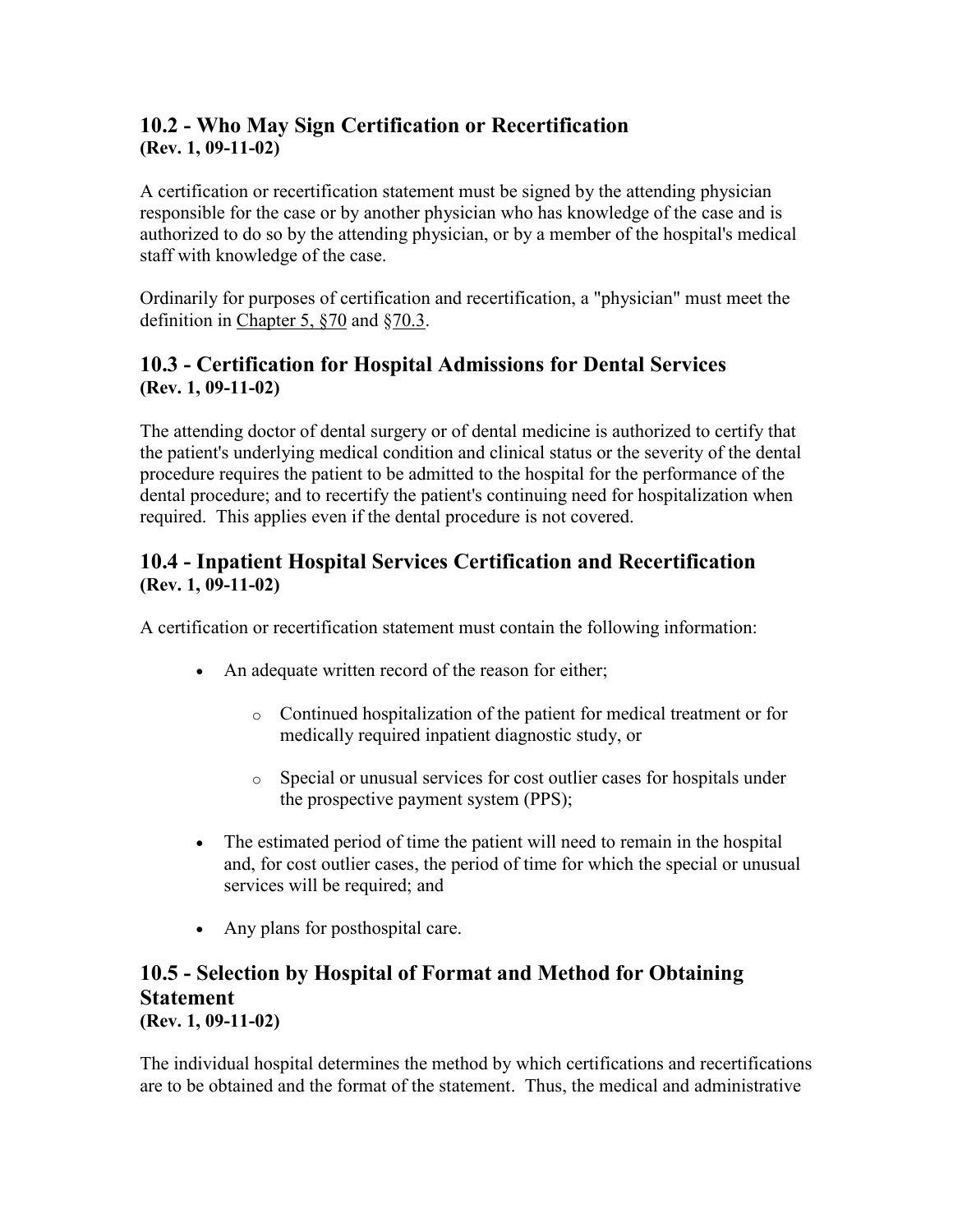## 10.2 - Who May Sign Certification or Recertification
**(Rev. 1, 09-11-02)**

A certification or recertification statement must be signed by the attending physician responsible for the case or by another physician who has knowledge of the case and is authorized to do so by the attending physician, or by a member of the hospital's medical staff with knowledge of the case.

Ordinarily for purposes of certification and recertification, a "physician" must meet the definition in Chapter 5, §70 and §70.3.

## 10.3 - Certification for Hospital Admissions for Dental Services
**(Rev. 1, 09-11-02)**

The attending doctor of dental surgery or of dental medicine is authorized to certify that the patient's underlying medical condition and clinical status or the severity of the dental procedure requires the patient to be admitted to the hospital for the performance of the dental procedure; and to recertify the patient's continuing need for hospitalization when required. This applies even if the dental procedure is not covered.

## 10.4 - Inpatient Hospital Services Certification and Recertification
**(Rev. 1, 09-11-02)**

A certification or recertification statement must contain the following information:

- An adequate written record of the reason for either;
    - Continued hospitalization of the patient for medical treatment or for medically required inpatient diagnostic study, or
    - Special or unusual services for cost outlier cases for hospitals under the prospective payment system (PPS);
- The estimated period of time the patient will need to remain in the hospital and, for cost outlier cases, the period of time for which the special or unusual services will be required; and
- Any plans for posthospital care.

## 10.5 - Selection by Hospital of Format and Method for Obtaining Statement
**(Rev. 1, 09-11-02)**

The individual hospital determines the method by which certifications and recertifications are to be obtained and the format of the statement. Thus, the medical and administrative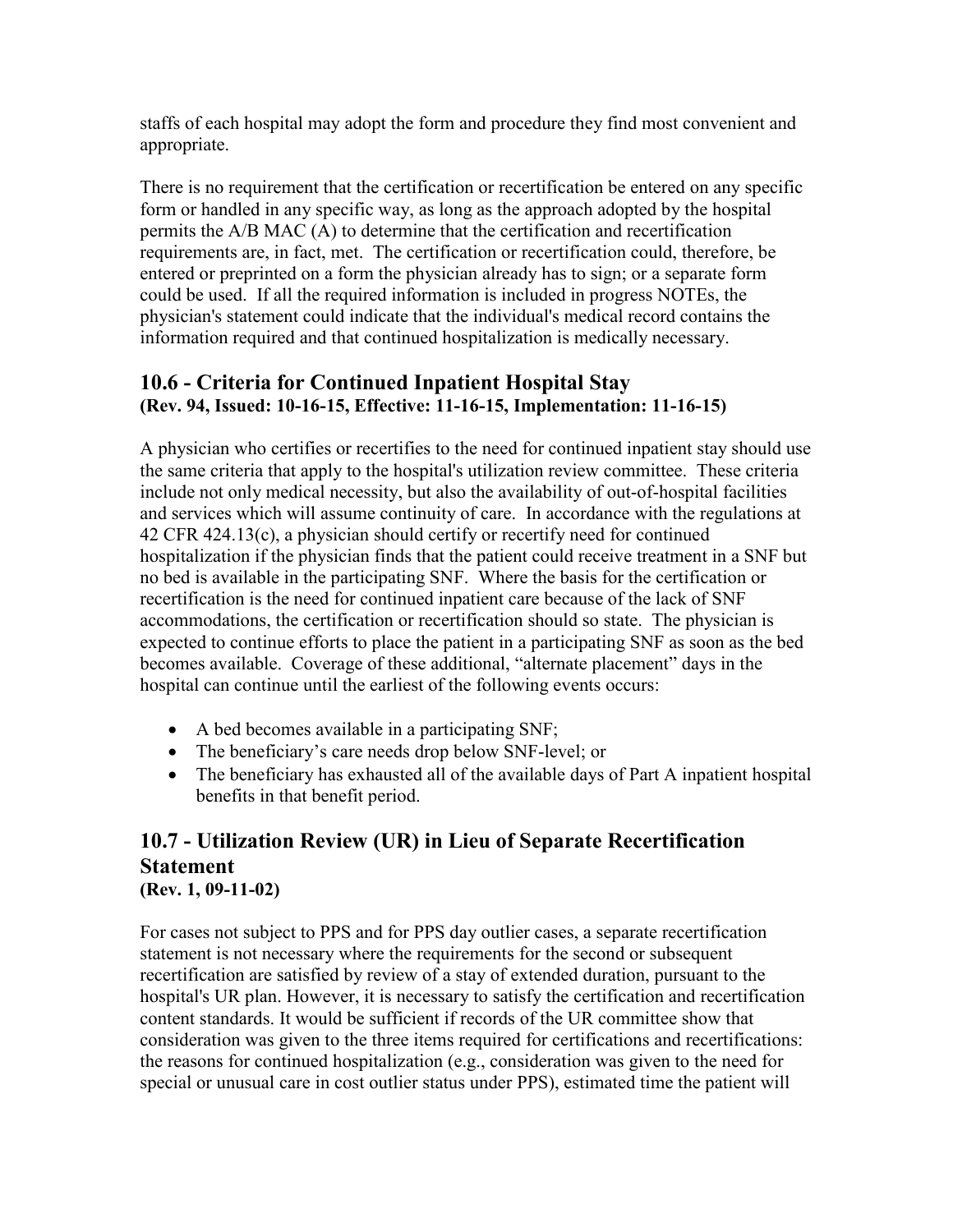staffs of each hospital may adopt the form and procedure they find most convenient and appropriate.

There is no requirement that the certification or recertification be entered on any specific form or handled in any specific way, as long as the approach adopted by the hospital permits the A/B MAC (A) to determine that the certification and recertification requirements are, in fact, met. The certification or recertification could, therefore, be entered or preprinted on a form the physician already has to sign; or a separate form could be used. If all the required information is included in progress NOTEs, the physician's statement could indicate that the individual's medical record contains the information required and that continued hospitalization is medically necessary.

## 10.6 - Criteria for Continued Inpatient Hospital Stay

**(Rev. 94, Issued: 10-16-15, Effective: 11-16-15, Implementation: 11-16-15)**

A physician who certifies or recertifies to the need for continued inpatient stay should use the same criteria that apply to the hospital's utilization review committee. These criteria include not only medical necessity, but also the availability of out-of-hospital facilities and services which will assume continuity of care. In accordance with the regulations at 42 CFR 424.13(c), a physician should certify or recertify need for continued hospitalization if the physician finds that the patient could receive treatment in a SNF but no bed is available in the participating SNF. Where the basis for the certification or recertification is the need for continued inpatient care because of the lack of SNF accommodations, the certification or recertification should so state. The physician is expected to continue efforts to place the patient in a participating SNF as soon as the bed becomes available. Coverage of these additional, "alternate placement" days in the hospital can continue until the earliest of the following events occurs:

- A bed becomes available in a participating SNF;
- The beneficiary's care needs drop below SNF-level; or
- The beneficiary has exhausted all of the available days of Part A inpatient hospital benefits in that benefit period.

## 10.7 - Utilization Review (UR) in Lieu of Separate Recertification Statement

**(Rev. 1, 09-11-02)**

For cases not subject to PPS and for PPS day outlier cases, a separate recertification statement is not necessary where the requirements for the second or subsequent recertification are satisfied by review of a stay of extended duration, pursuant to the hospital's UR plan. However, it is necessary to satisfy the certification and recertification content standards. It would be sufficient if records of the UR committee show that consideration was given to the three items required for certifications and recertifications: the reasons for continued hospitalization (e.g., consideration was given to the need for special or unusual care in cost outlier status under PPS), estimated time the patient will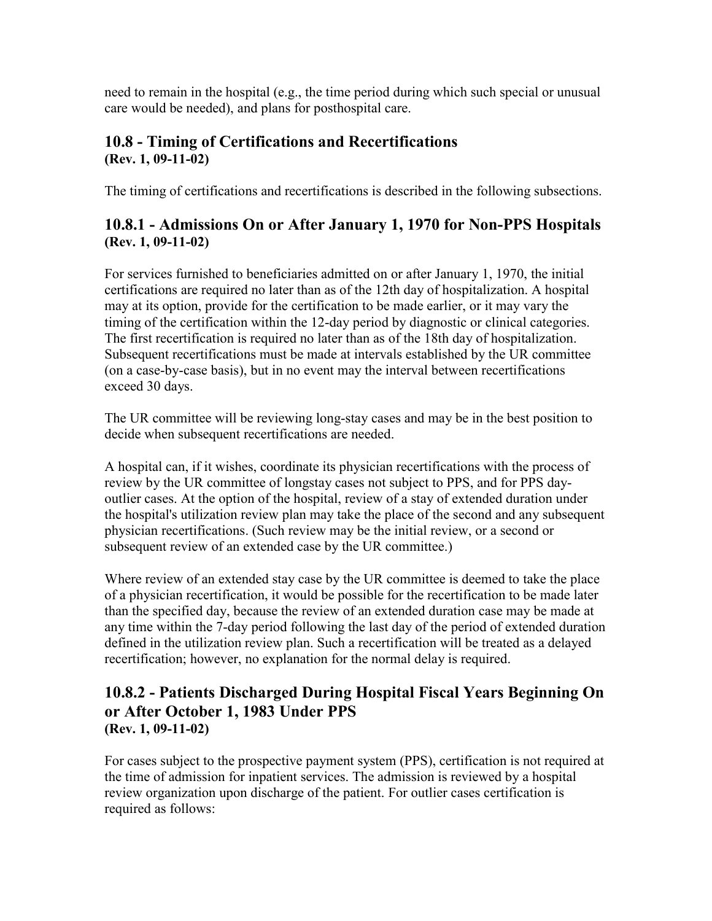need to remain in the hospital (e.g., the time period during which such special or unusual care would be needed), and plans for posthospital care.

## 10.8 - Timing of Certifications and Recertifications
**(Rev. 1, 09-11-02)**

The timing of certifications and recertifications is described in the following subsections.

### 10.8.1 - Admissions On or After January 1, 1970 for Non-PPS Hospitals
**(Rev. 1, 09-11-02)**

For services furnished to beneficiaries admitted on or after January 1, 1970, the initial certifications are required no later than as of the 12th day of hospitalization. A hospital may at its option, provide for the certification to be made earlier, or it may vary the timing of the certification within the 12-day period by diagnostic or clinical categories. The first recertification is required no later than as of the 18th day of hospitalization. Subsequent recertifications must be made at intervals established by the UR committee (on a case-by-case basis), but in no event may the interval between recertifications exceed 30 days.

The UR committee will be reviewing long-stay cases and may be in the best position to decide when subsequent recertifications are needed.

A hospital can, if it wishes, coordinate its physician recertifications with the process of review by the UR committee of longstay cases not subject to PPS, and for PPS day-outlier cases. At the option of the hospital, review of a stay of extended duration under the hospital's utilization review plan may take the place of the second and any subsequent physician recertifications. (Such review may be the initial review, or a second or subsequent review of an extended case by the UR committee.)

Where review of an extended stay case by the UR committee is deemed to take the place of a physician recertification, it would be possible for the recertification to be made later than the specified day, because the review of an extended duration case may be made at any time within the 7-day period following the last day of the period of extended duration defined in the utilization review plan. Such a recertification will be treated as a delayed recertification; however, no explanation for the normal delay is required.

### 10.8.2 - Patients Discharged During Hospital Fiscal Years Beginning On or After October 1, 1983 Under PPS
**(Rev. 1, 09-11-02)**

For cases subject to the prospective payment system (PPS), certification is not required at the time of admission for inpatient services. The admission is reviewed by a hospital review organization upon discharge of the patient. For outlier cases certification is required as follows: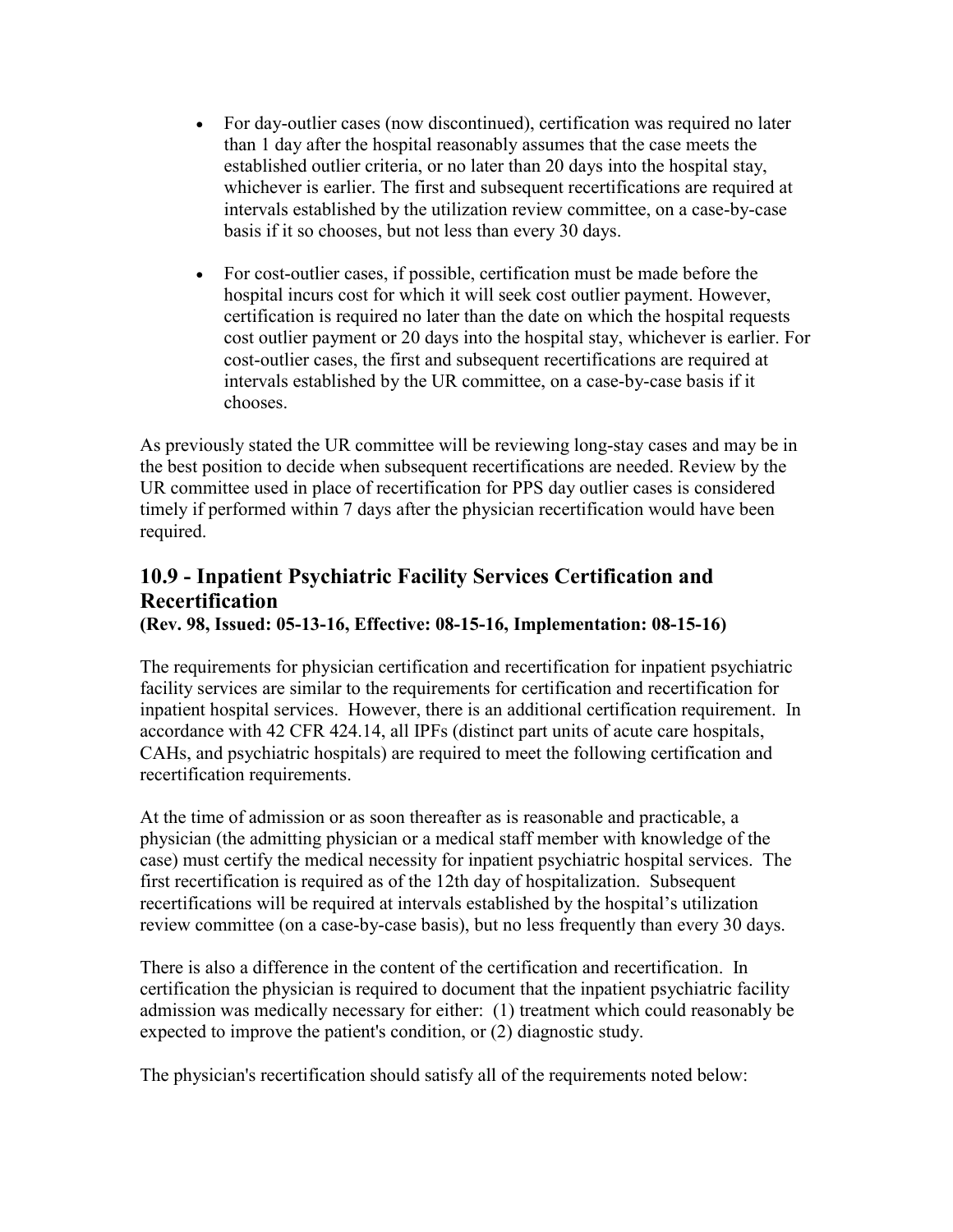- For day-outlier cases (now discontinued), certification was required no later than 1 day after the hospital reasonably assumes that the case meets the established outlier criteria, or no later than 20 days into the hospital stay, whichever is earlier. The first and subsequent recertifications are required at intervals established by the utilization review committee, on a case-by-case basis if it so chooses, but not less than every 30 days.

- For cost-outlier cases, if possible, certification must be made before the hospital incurs cost for which it will seek cost outlier payment. However, certification is required no later than the date on which the hospital requests cost outlier payment or 20 days into the hospital stay, whichever is earlier. For cost-outlier cases, the first and subsequent recertifications are required at intervals established by the UR committee, on a case-by-case basis if it chooses.

As previously stated the UR committee will be reviewing long-stay cases and may be in the best position to decide when subsequent recertifications are needed. Review by the UR committee used in place of recertification for PPS day outlier cases is considered timely if performed within 7 days after the physician recertification would have been required.

## 10.9 - Inpatient Psychiatric Facility Services Certification and Recertification

**(Rev. 98, Issued: 05-13-16, Effective: 08-15-16, Implementation: 08-15-16)**

The requirements for physician certification and recertification for inpatient psychiatric facility services are similar to the requirements for certification and recertification for inpatient hospital services. However, there is an additional certification requirement. In accordance with 42 CFR 424.14, all IPFs (distinct part units of acute care hospitals, CAHs, and psychiatric hospitals) are required to meet the following certification and recertification requirements.

At the time of admission or as soon thereafter as is reasonable and practicable, a physician (the admitting physician or a medical staff member with knowledge of the case) must certify the medical necessity for inpatient psychiatric hospital services. The first recertification is required as of the 12th day of hospitalization. Subsequent recertifications will be required at intervals established by the hospital's utilization review committee (on a case-by-case basis), but no less frequently than every 30 days.

There is also a difference in the content of the certification and recertification. In certification the physician is required to document that the inpatient psychiatric facility admission was medically necessary for either: (1) treatment which could reasonably be expected to improve the patient's condition, or (2) diagnostic study.

The physician's recertification should satisfy all of the requirements noted below: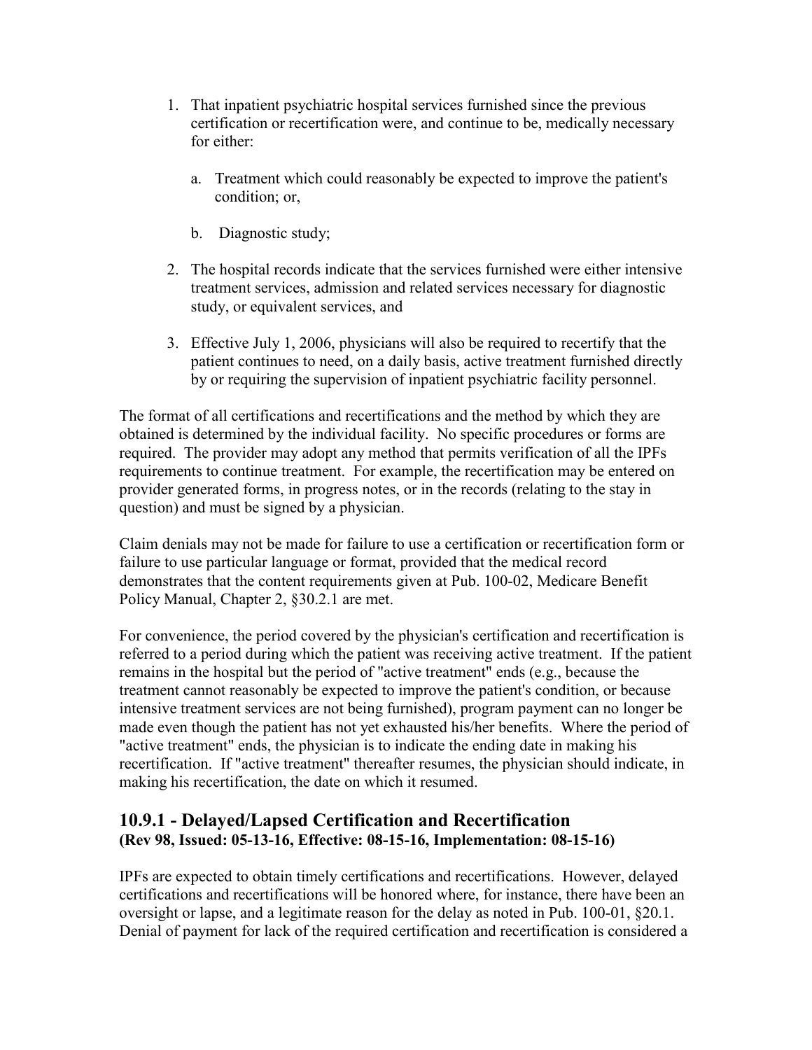1. That inpatient psychiatric hospital services furnished since the previous certification or recertification were, and continue to be, medically necessary for either:

    a. Treatment which could reasonably be expected to improve the patient's condition; or,

    b. Diagnostic study;

2. The hospital records indicate that the services furnished were either intensive treatment services, admission and related services necessary for diagnostic study, or equivalent services, and

3. Effective July 1, 2006, physicians will also be required to recertify that the patient continues to need, on a daily basis, active treatment furnished directly by or requiring the supervision of inpatient psychiatric facility personnel.

The format of all certifications and recertifications and the method by which they are obtained is determined by the individual facility. No specific procedures or forms are required. The provider may adopt any method that permits verification of all the IPFs requirements to continue treatment. For example, the recertification may be entered on provider generated forms, in progress notes, or in the records (relating to the stay in question) and must be signed by a physician.

Claim denials may not be made for failure to use a certification or recertification form or failure to use particular language or format, provided that the medical record demonstrates that the content requirements given at Pub. 100-02, Medicare Benefit Policy Manual, Chapter 2, §30.2.1 are met.

For convenience, the period covered by the physician's certification and recertification is referred to a period during which the patient was receiving active treatment. If the patient remains in the hospital but the period of "active treatment" ends (e.g., because the treatment cannot reasonably be expected to improve the patient's condition, or because intensive treatment services are not being furnished), program payment can no longer be made even though the patient has not yet exhausted his/her benefits. Where the period of "active treatment" ends, the physician is to indicate the ending date in making his recertification. If "active treatment" thereafter resumes, the physician should indicate, in making his recertification, the date on which it resumed.

## 10.9.1 - Delayed/Lapsed Certification and Recertification
**(Rev 98, Issued: 05-13-16, Effective: 08-15-16, Implementation: 08-15-16)**

IPFs are expected to obtain timely certifications and recertifications. However, delayed certifications and recertifications will be honored where, for instance, there have been an oversight or lapse, and a legitimate reason for the delay as noted in Pub. 100-01, §20.1. Denial of payment for lack of the required certification and recertification is considered a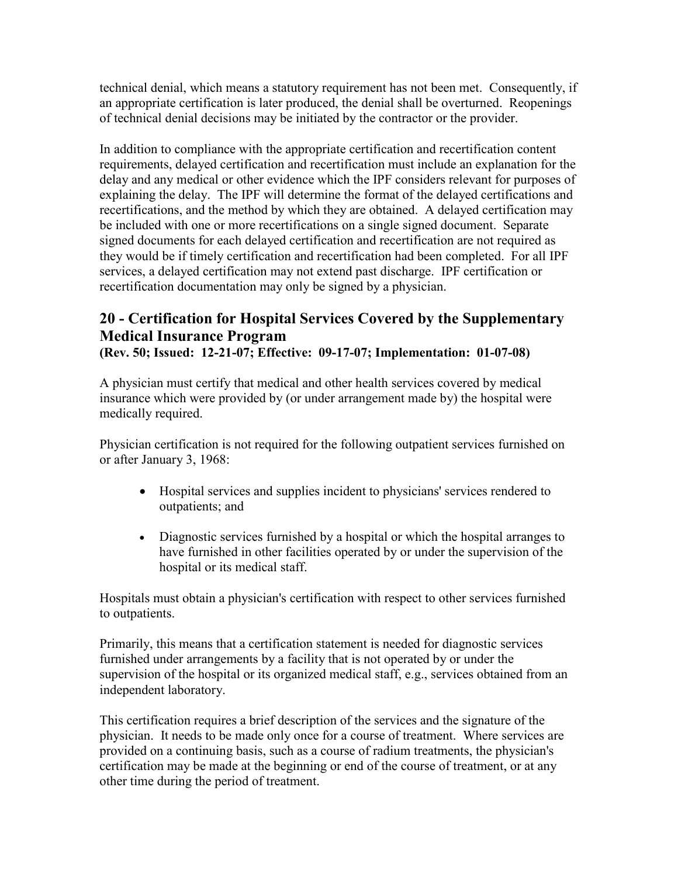technical denial, which means a statutory requirement has not been met. Consequently, if an appropriate certification is later produced, the denial shall be overturned. Reopenings of technical denial decisions may be initiated by the contractor or the provider.

In addition to compliance with the appropriate certification and recertification content requirements, delayed certification and recertification must include an explanation for the delay and any medical or other evidence which the IPF considers relevant for purposes of explaining the delay. The IPF will determine the format of the delayed certifications and recertifications, and the method by which they are obtained. A delayed certification may be included with one or more recertifications on a single signed document. Separate signed documents for each delayed certification and recertification are not required as they would be if timely certification and recertification had been completed. For all IPF services, a delayed certification may not extend past discharge. IPF certification or recertification documentation may only be signed by a physician.

## 20 - Certification for Hospital Services Covered by the Supplementary Medical Insurance Program

**(Rev. 50; Issued: 12-21-07; Effective: 09-17-07; Implementation: 01-07-08)**

A physician must certify that medical and other health services covered by medical insurance which were provided by (or under arrangement made by) the hospital were medically required.

Physician certification is not required for the following outpatient services furnished on or after January 3, 1968:

- Hospital services and supplies incident to physicians' services rendered to outpatients; and
- Diagnostic services furnished by a hospital or which the hospital arranges to have furnished in other facilities operated by or under the supervision of the hospital or its medical staff.

Hospitals must obtain a physician's certification with respect to other services furnished to outpatients.

Primarily, this means that a certification statement is needed for diagnostic services furnished under arrangements by a facility that is not operated by or under the supervision of the hospital or its organized medical staff, e.g., services obtained from an independent laboratory.

This certification requires a brief description of the services and the signature of the physician. It needs to be made only once for a course of treatment. Where services are provided on a continuing basis, such as a course of radium treatments, the physician's certification may be made at the beginning or end of the course of treatment, or at any other time during the period of treatment.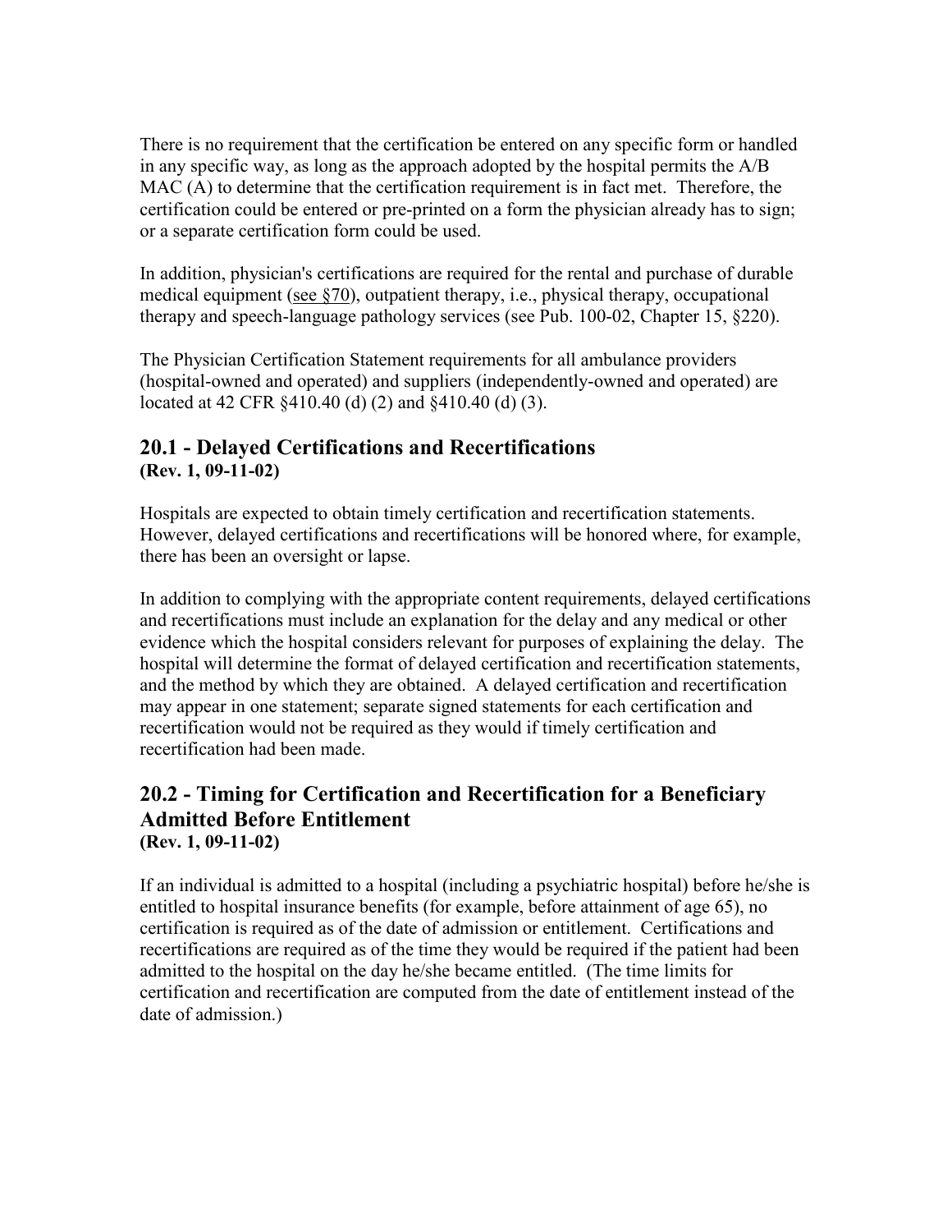There is no requirement that the certification be entered on any specific form or handled in any specific way, as long as the approach adopted by the hospital permits the A/B MAC (A) to determine that the certification requirement is in fact met. Therefore, the certification could be entered or pre-printed on a form the physician already has to sign; or a separate certification form could be used.

In addition, physician's certifications are required for the rental and purchase of durable medical equipment (see §70), outpatient therapy, i.e., physical therapy, occupational therapy and speech-language pathology services (see Pub. 100-02, Chapter 15, §220).

The Physician Certification Statement requirements for all ambulance providers (hospital-owned and operated) and suppliers (independently-owned and operated) are located at 42 CFR §410.40 (d) (2) and §410.40 (d) (3).

## 20.1 - Delayed Certifications and Recertifications
**(Rev. 1, 09-11-02)**

Hospitals are expected to obtain timely certification and recertification statements. However, delayed certifications and recertifications will be honored where, for example, there has been an oversight or lapse.

In addition to complying with the appropriate content requirements, delayed certifications and recertifications must include an explanation for the delay and any medical or other evidence which the hospital considers relevant for purposes of explaining the delay. The hospital will determine the format of delayed certification and recertification statements, and the method by which they are obtained. A delayed certification and recertification may appear in one statement; separate signed statements for each certification and recertification would not be required as they would if timely certification and recertification had been made.

## 20.2 - Timing for Certification and Recertification for a Beneficiary Admitted Before Entitlement
**(Rev. 1, 09-11-02)**

If an individual is admitted to a hospital (including a psychiatric hospital) before he/she is entitled to hospital insurance benefits (for example, before attainment of age 65), no certification is required as of the date of admission or entitlement. Certifications and recertifications are required as of the time they would be required if the patient had been admitted to the hospital on the day he/she became entitled. (The time limits for certification and recertification are computed from the date of entitlement instead of the date of admission.)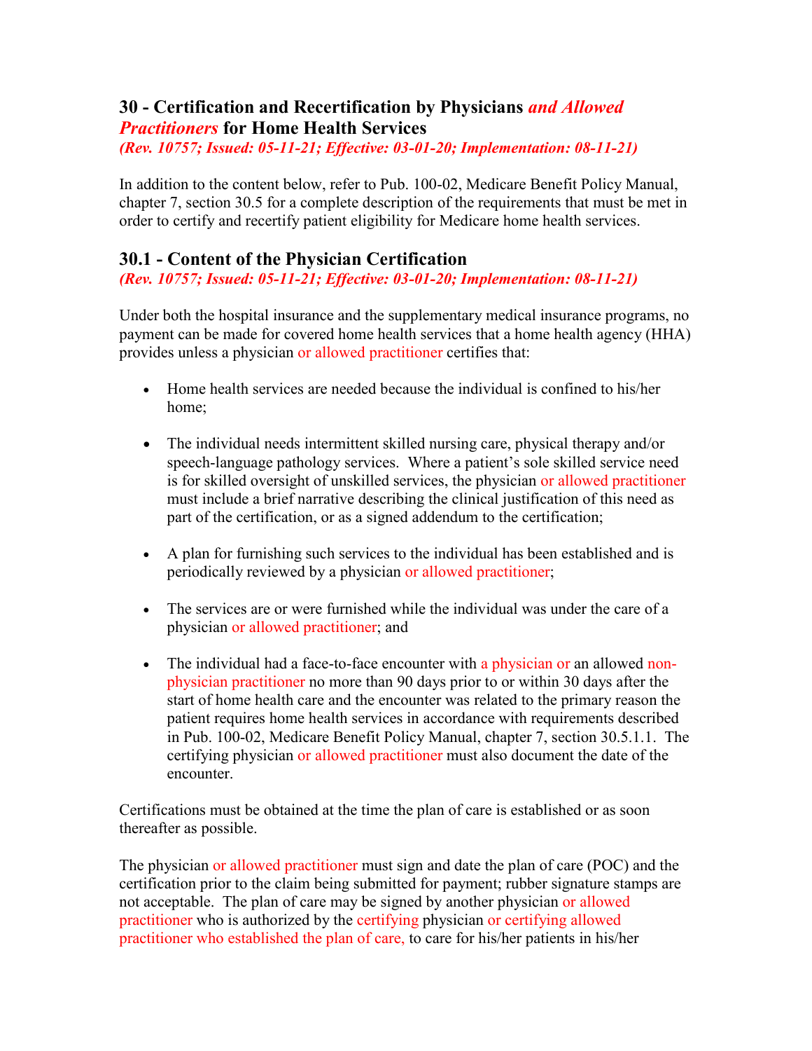## 30 - Certification and Recertification by Physicians *and Allowed Practitioners* for Home Health Services

*(Rev. 10757; Issued: 05-11-21; Effective: 03-01-20; Implementation: 08-11-21)*

In addition to the content below, refer to Pub. 100-02, Medicare Benefit Policy Manual, chapter 7, section 30.5 for a complete description of the requirements that must be met in order to certify and recertify patient eligibility for Medicare home health services.

### 30.1 - Content of the Physician Certification

*(Rev. 10757; Issued: 05-11-21; Effective: 03-01-20; Implementation: 08-11-21)*

Under both the hospital insurance and the supplementary medical insurance programs, no payment can be made for covered home health services that a home health agency (HHA) provides unless a physician or allowed practitioner certifies that:

- Home health services are needed because the individual is confined to his/her home;
- The individual needs intermittent skilled nursing care, physical therapy and/or speech-language pathology services. Where a patient's sole skilled service need is for skilled oversight of unskilled services, the physician or allowed practitioner must include a brief narrative describing the clinical justification of this need as part of the certification, or as a signed addendum to the certification;
- A plan for furnishing such services to the individual has been established and is periodically reviewed by a physician or allowed practitioner;
- The services are or were furnished while the individual was under the care of a physician or allowed practitioner; and
- The individual had a face-to-face encounter with a physician or an allowed non-physician practitioner no more than 90 days prior to or within 30 days after the start of home health care and the encounter was related to the primary reason the patient requires home health services in accordance with requirements described in Pub. 100-02, Medicare Benefit Policy Manual, chapter 7, section 30.5.1.1. The certifying physician or allowed practitioner must also document the date of the encounter.

Certifications must be obtained at the time the plan of care is established or as soon thereafter as possible.

The physician or allowed practitioner must sign and date the plan of care (POC) and the certification prior to the claim being submitted for payment; rubber signature stamps are not acceptable. The plan of care may be signed by another physician or allowed practitioner who is authorized by the certifying physician or certifying allowed practitioner who established the plan of care, to care for his/her patients in his/her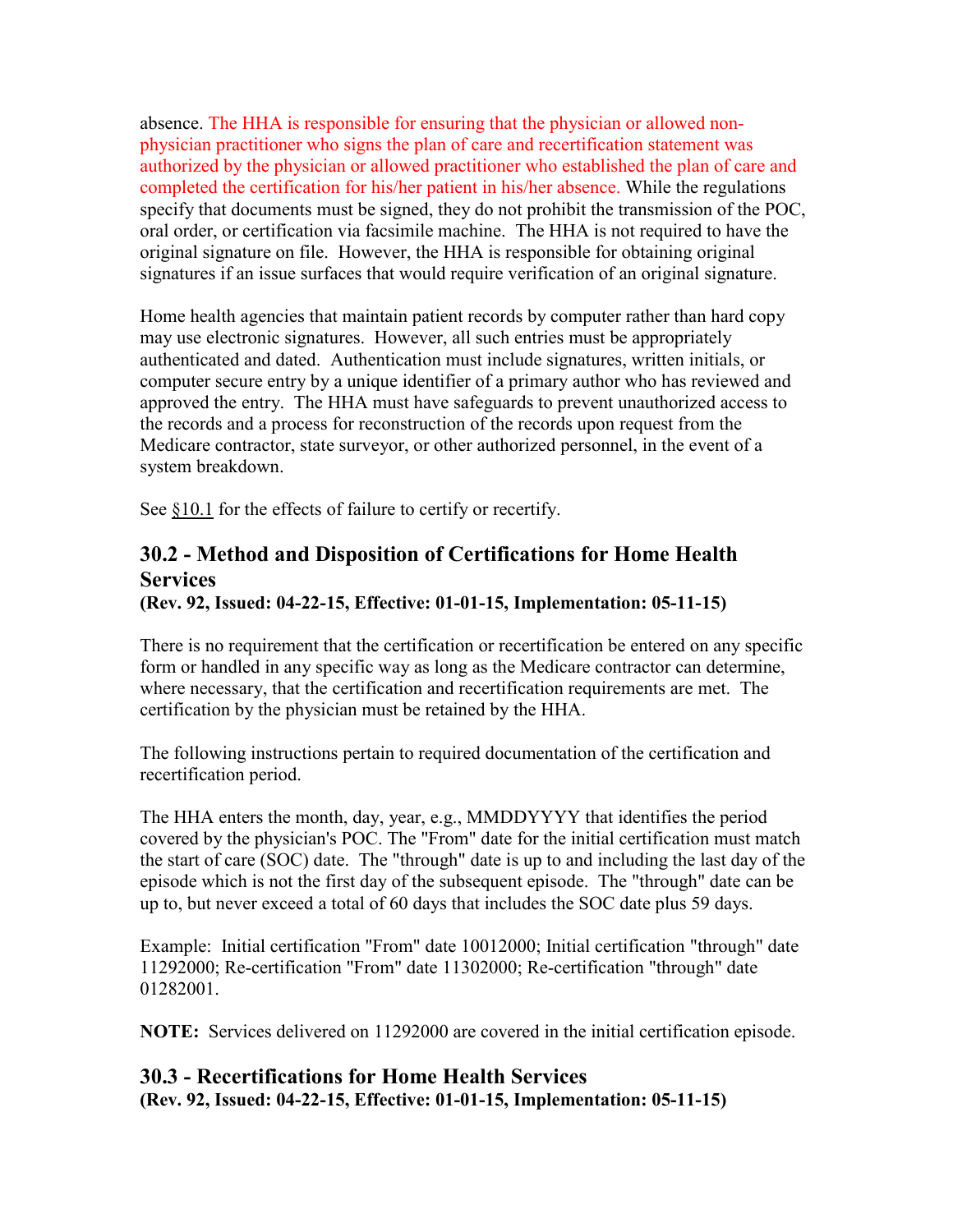absence. The HHA is responsible for ensuring that the physician or allowed non-physician practitioner who signs the plan of care and recertification statement was authorized by the physician or allowed practitioner who established the plan of care and completed the certification for his/her patient in his/her absence. While the regulations specify that documents must be signed, they do not prohibit the transmission of the POC, oral order, or certification via facsimile machine. The HHA is not required to have the original signature on file. However, the HHA is responsible for obtaining original signatures if an issue surfaces that would require verification of an original signature.

Home health agencies that maintain patient records by computer rather than hard copy may use electronic signatures. However, all such entries must be appropriately authenticated and dated. Authentication must include signatures, written initials, or computer secure entry by a unique identifier of a primary author who has reviewed and approved the entry. The HHA must have safeguards to prevent unauthorized access to the records and a process for reconstruction of the records upon request from the Medicare contractor, state surveyor, or other authorized personnel, in the event of a system breakdown.

See §10.1 for the effects of failure to certify or recertify.

## 30.2 - Method and Disposition of Certifications for Home Health Services

**(Rev. 92, Issued: 04-22-15, Effective: 01-01-15, Implementation: 05-11-15)**

There is no requirement that the certification or recertification be entered on any specific form or handled in any specific way as long as the Medicare contractor can determine, where necessary, that the certification and recertification requirements are met. The certification by the physician must be retained by the HHA.

The following instructions pertain to required documentation of the certification and recertification period.

The HHA enters the month, day, year, e.g., MMDDYYYY that identifies the period covered by the physician's POC. The "From" date for the initial certification must match the start of care (SOC) date. The "through" date is up to and including the last day of the episode which is not the first day of the subsequent episode. The "through" date can be up to, but never exceed a total of 60 days that includes the SOC date plus 59 days.

Example: Initial certification "From" date 10012000; Initial certification "through" date 11292000; Re-certification "From" date 11302000; Re-certification "through" date 01282001.

**NOTE:** Services delivered on 11292000 are covered in the initial certification episode.

## 30.3 - Recertifications for Home Health Services

**(Rev. 92, Issued: 04-22-15, Effective: 01-01-15, Implementation: 05-11-15)**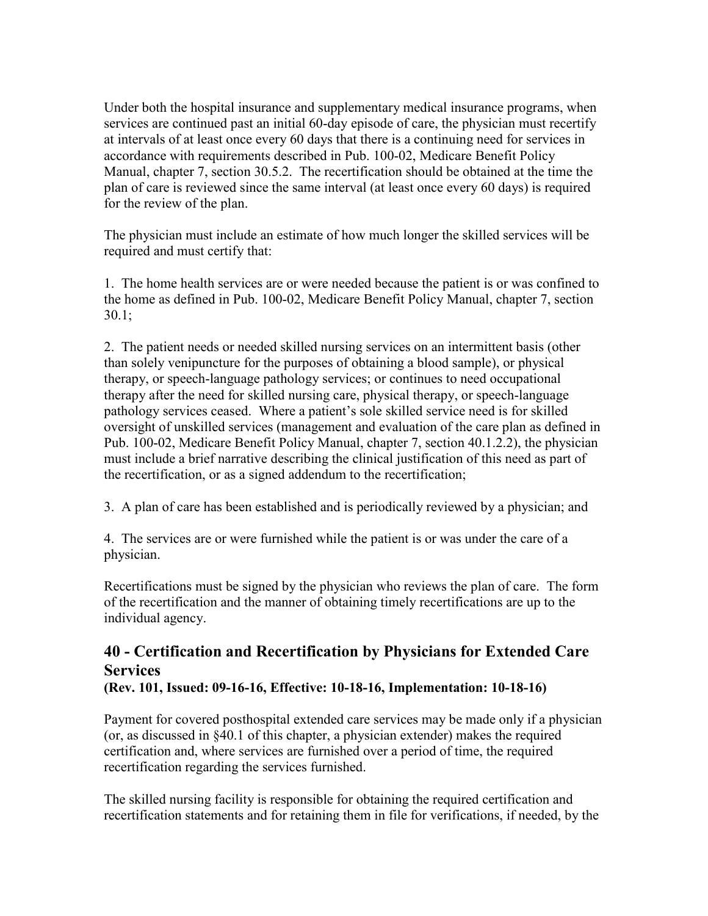Under both the hospital insurance and supplementary medical insurance programs, when services are continued past an initial 60-day episode of care, the physician must recertify at intervals of at least once every 60 days that there is a continuing need for services in accordance with requirements described in Pub. 100-02, Medicare Benefit Policy Manual, chapter 7, section 30.5.2. The recertification should be obtained at the time the plan of care is reviewed since the same interval (at least once every 60 days) is required for the review of the plan.

The physician must include an estimate of how much longer the skilled services will be required and must certify that:

1. The home health services are or were needed because the patient is or was confined to the home as defined in Pub. 100-02, Medicare Benefit Policy Manual, chapter 7, section 30.1;

2. The patient needs or needed skilled nursing services on an intermittent basis (other than solely venipuncture for the purposes of obtaining a blood sample), or physical therapy, or speech-language pathology services; or continues to need occupational therapy after the need for skilled nursing care, physical therapy, or speech-language pathology services ceased. Where a patient's sole skilled service need is for skilled oversight of unskilled services (management and evaluation of the care plan as defined in Pub. 100-02, Medicare Benefit Policy Manual, chapter 7, section 40.1.2.2), the physician must include a brief narrative describing the clinical justification of this need as part of the recertification, or as a signed addendum to the recertification;

3. A plan of care has been established and is periodically reviewed by a physician; and

4. The services are or were furnished while the patient is or was under the care of a physician.

Recertifications must be signed by the physician who reviews the plan of care. The form of the recertification and the manner of obtaining timely recertifications are up to the individual agency.

## 40 - Certification and Recertification by Physicians for Extended Care Services

**(Rev. 101, Issued: 09-16-16, Effective: 10-18-16, Implementation: 10-18-16)**

Payment for covered posthospital extended care services may be made only if a physician (or, as discussed in §40.1 of this chapter, a physician extender) makes the required certification and, where services are furnished over a period of time, the required recertification regarding the services furnished.

The skilled nursing facility is responsible for obtaining the required certification and recertification statements and for retaining them in file for verifications, if needed, by the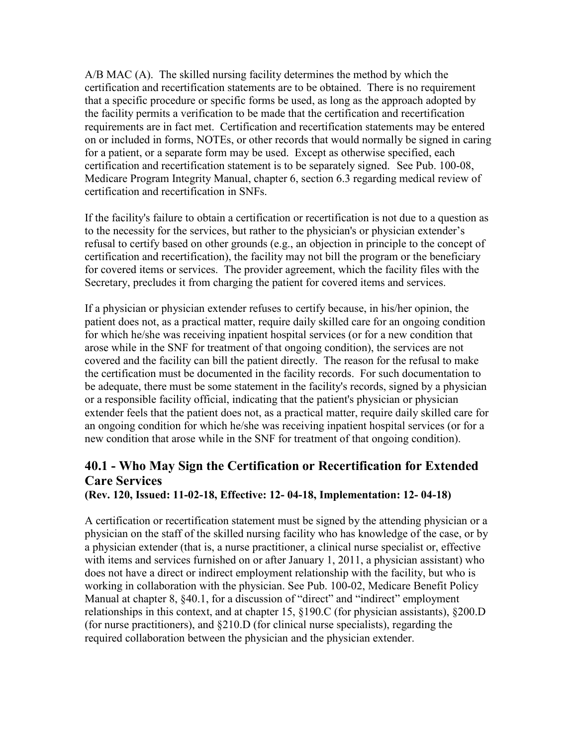A/B MAC (A). The skilled nursing facility determines the method by which the certification and recertification statements are to be obtained. There is no requirement that a specific procedure or specific forms be used, as long as the approach adopted by the facility permits a verification to be made that the certification and recertification requirements are in fact met. Certification and recertification statements may be entered on or included in forms, NOTEs, or other records that would normally be signed in caring for a patient, or a separate form may be used. Except as otherwise specified, each certification and recertification statement is to be separately signed. See Pub. 100-08, Medicare Program Integrity Manual, chapter 6, section 6.3 regarding medical review of certification and recertification in SNFs.

If the facility's failure to obtain a certification or recertification is not due to a question as to the necessity for the services, but rather to the physician's or physician extender's refusal to certify based on other grounds (e.g., an objection in principle to the concept of certification and recertification), the facility may not bill the program or the beneficiary for covered items or services. The provider agreement, which the facility files with the Secretary, precludes it from charging the patient for covered items and services.

If a physician or physician extender refuses to certify because, in his/her opinion, the patient does not, as a practical matter, require daily skilled care for an ongoing condition for which he/she was receiving inpatient hospital services (or for a new condition that arose while in the SNF for treatment of that ongoing condition), the services are not covered and the facility can bill the patient directly. The reason for the refusal to make the certification must be documented in the facility records. For such documentation to be adequate, there must be some statement in the facility's records, signed by a physician or a responsible facility official, indicating that the patient's physician or physician extender feels that the patient does not, as a practical matter, require daily skilled care for an ongoing condition for which he/she was receiving inpatient hospital services (or for a new condition that arose while in the SNF for treatment of that ongoing condition).

## 40.1 - Who May Sign the Certification or Recertification for Extended Care Services

**(Rev. 120, Issued: 11-02-18, Effective: 12- 04-18, Implementation: 12- 04-18)**

A certification or recertification statement must be signed by the attending physician or a physician on the staff of the skilled nursing facility who has knowledge of the case, or by a physician extender (that is, a nurse practitioner, a clinical nurse specialist or, effective with items and services furnished on or after January 1, 2011, a physician assistant) who does not have a direct or indirect employment relationship with the facility, but who is working in collaboration with the physician. See Pub. 100-02, Medicare Benefit Policy Manual at chapter 8, §40.1, for a discussion of "direct" and "indirect" employment relationships in this context, and at chapter 15, §190.C (for physician assistants), §200.D (for nurse practitioners), and §210.D (for clinical nurse specialists), regarding the required collaboration between the physician and the physician extender.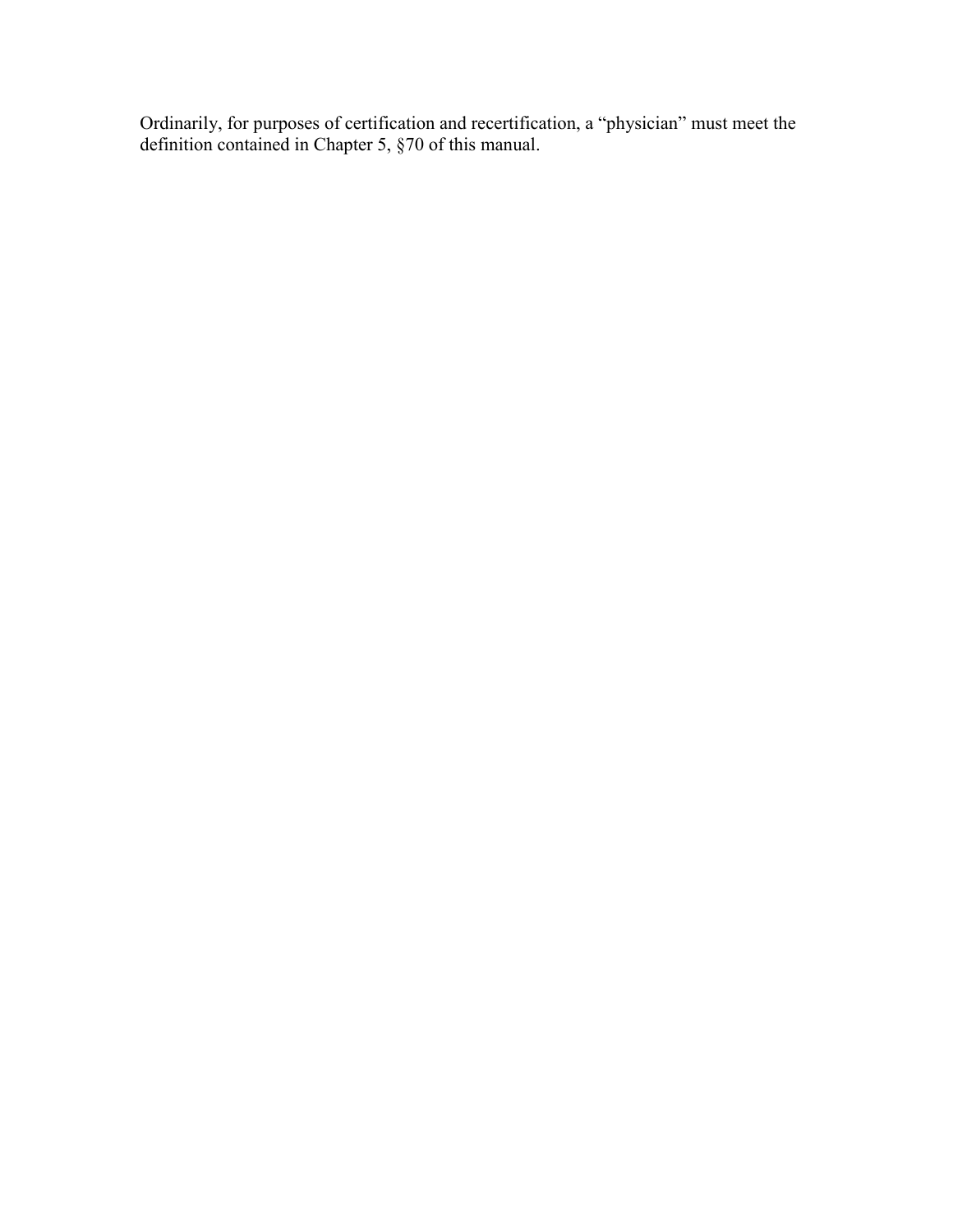Ordinarily, for purposes of certification and recertification, a “physician” must meet the definition contained in Chapter 5, §70 of this manual.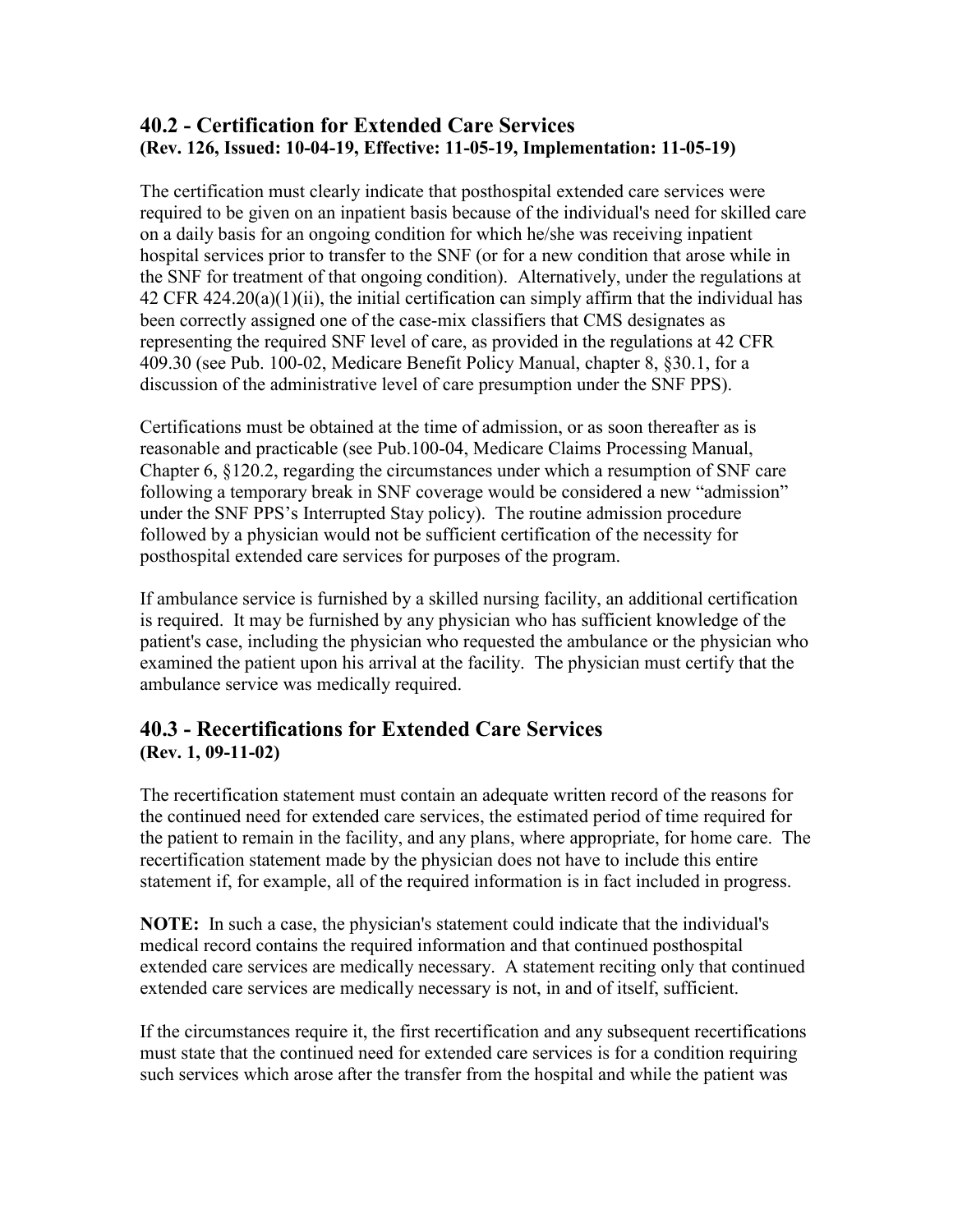## 40.2 - Certification for Extended Care Services
**(Rev. 126, Issued: 10-04-19, Effective: 11-05-19, Implementation: 11-05-19)**

The certification must clearly indicate that posthospital extended care services were required to be given on an inpatient basis because of the individual's need for skilled care on a daily basis for an ongoing condition for which he/she was receiving inpatient hospital services prior to transfer to the SNF (or for a new condition that arose while in the SNF for treatment of that ongoing condition). Alternatively, under the regulations at 42 CFR 424.20(a)(1)(ii), the initial certification can simply affirm that the individual has been correctly assigned one of the case-mix classifiers that CMS designates as representing the required SNF level of care, as provided in the regulations at 42 CFR 409.30 (see Pub. 100-02, Medicare Benefit Policy Manual, chapter 8, §30.1, for a discussion of the administrative level of care presumption under the SNF PPS).

Certifications must be obtained at the time of admission, or as soon thereafter as is reasonable and practicable (see Pub.100-04, Medicare Claims Processing Manual, Chapter 6, §120.2, regarding the circumstances under which a resumption of SNF care following a temporary break in SNF coverage would be considered a new "admission" under the SNF PPS's Interrupted Stay policy). The routine admission procedure followed by a physician would not be sufficient certification of the necessity for posthospital extended care services for purposes of the program.

If ambulance service is furnished by a skilled nursing facility, an additional certification is required. It may be furnished by any physician who has sufficient knowledge of the patient's case, including the physician who requested the ambulance or the physician who examined the patient upon his arrival at the facility. The physician must certify that the ambulance service was medically required.

## 40.3 - Recertifications for Extended Care Services
**(Rev. 1, 09-11-02)**

The recertification statement must contain an adequate written record of the reasons for the continued need for extended care services, the estimated period of time required for the patient to remain in the facility, and any plans, where appropriate, for home care. The recertification statement made by the physician does not have to include this entire statement if, for example, all of the required information is in fact included in progress.

**NOTE:** In such a case, the physician's statement could indicate that the individual's medical record contains the required information and that continued posthospital extended care services are medically necessary. A statement reciting only that continued extended care services are medically necessary is not, in and of itself, sufficient.

If the circumstances require it, the first recertification and any subsequent recertifications must state that the continued need for extended care services is for a condition requiring such services which arose after the transfer from the hospital and while the patient was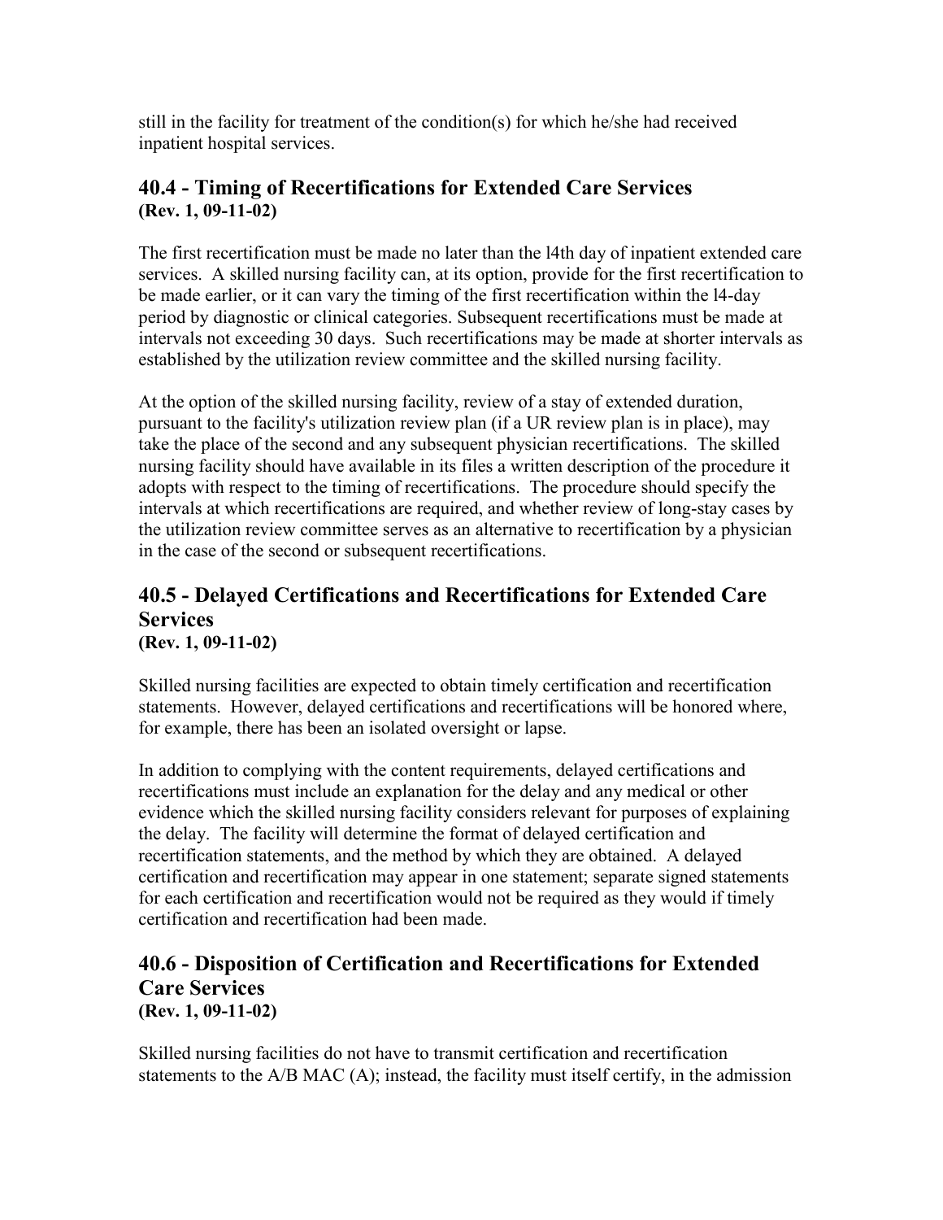still in the facility for treatment of the condition(s) for which he/she had received inpatient hospital services.

## 40.4 - Timing of Recertifications for Extended Care Services
**(Rev. 1, 09-11-02)**

The first recertification must be made no later than the l4th day of inpatient extended care services. A skilled nursing facility can, at its option, provide for the first recertification to be made earlier, or it can vary the timing of the first recertification within the l4-day period by diagnostic or clinical categories. Subsequent recertifications must be made at intervals not exceeding 30 days. Such recertifications may be made at shorter intervals as established by the utilization review committee and the skilled nursing facility.

At the option of the skilled nursing facility, review of a stay of extended duration, pursuant to the facility's utilization review plan (if a UR review plan is in place), may take the place of the second and any subsequent physician recertifications. The skilled nursing facility should have available in its files a written description of the procedure it adopts with respect to the timing of recertifications. The procedure should specify the intervals at which recertifications are required, and whether review of long-stay cases by the utilization review committee serves as an alternative to recertification by a physician in the case of the second or subsequent recertifications.

## 40.5 - Delayed Certifications and Recertifications for Extended Care Services
**(Rev. 1, 09-11-02)**

Skilled nursing facilities are expected to obtain timely certification and recertification statements. However, delayed certifications and recertifications will be honored where, for example, there has been an isolated oversight or lapse.

In addition to complying with the content requirements, delayed certifications and recertifications must include an explanation for the delay and any medical or other evidence which the skilled nursing facility considers relevant for purposes of explaining the delay. The facility will determine the format of delayed certification and recertification statements, and the method by which they are obtained. A delayed certification and recertification may appear in one statement; separate signed statements for each certification and recertification would not be required as they would if timely certification and recertification had been made.

## 40.6 - Disposition of Certification and Recertifications for Extended Care Services
**(Rev. 1, 09-11-02)**

Skilled nursing facilities do not have to transmit certification and recertification statements to the A/B MAC (A); instead, the facility must itself certify, in the admission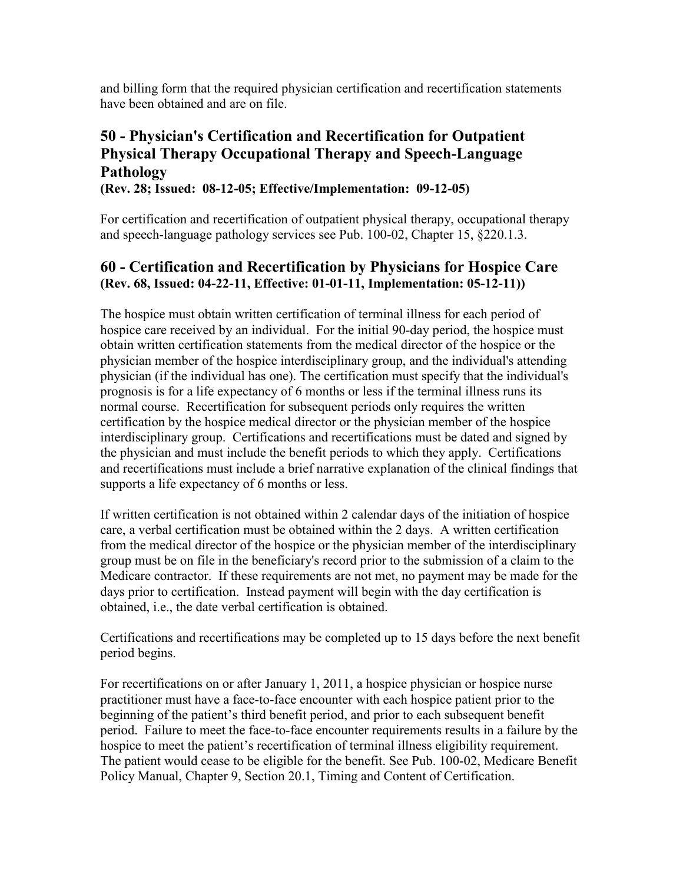and billing form that the required physician certification and recertification statements have been obtained and are on file.

## 50 - Physician's Certification and Recertification for Outpatient Physical Therapy Occupational Therapy and Speech-Language Pathology

**(Rev. 28; Issued: 08-12-05; Effective/Implementation: 09-12-05)**

For certification and recertification of outpatient physical therapy, occupational therapy and speech-language pathology services see Pub. 100-02, Chapter 15, §220.1.3.

## 60 - Certification and Recertification by Physicians for Hospice Care

**(Rev. 68, Issued: 04-22-11, Effective: 01-01-11, Implementation: 05-12-11))**

The hospice must obtain written certification of terminal illness for each period of hospice care received by an individual. For the initial 90-day period, the hospice must obtain written certification statements from the medical director of the hospice or the physician member of the hospice interdisciplinary group, and the individual's attending physician (if the individual has one). The certification must specify that the individual's prognosis is for a life expectancy of 6 months or less if the terminal illness runs its normal course. Recertification for subsequent periods only requires the written certification by the hospice medical director or the physician member of the hospice interdisciplinary group. Certifications and recertifications must be dated and signed by the physician and must include the benefit periods to which they apply. Certifications and recertifications must include a brief narrative explanation of the clinical findings that supports a life expectancy of 6 months or less.

If written certification is not obtained within 2 calendar days of the initiation of hospice care, a verbal certification must be obtained within the 2 days. A written certification from the medical director of the hospice or the physician member of the interdisciplinary group must be on file in the beneficiary's record prior to the submission of a claim to the Medicare contractor. If these requirements are not met, no payment may be made for the days prior to certification. Instead payment will begin with the day certification is obtained, i.e., the date verbal certification is obtained.

Certifications and recertifications may be completed up to 15 days before the next benefit period begins.

For recertifications on or after January 1, 2011, a hospice physician or hospice nurse practitioner must have a face-to-face encounter with each hospice patient prior to the beginning of the patient's third benefit period, and prior to each subsequent benefit period. Failure to meet the face-to-face encounter requirements results in a failure by the hospice to meet the patient's recertification of terminal illness eligibility requirement. The patient would cease to be eligible for the benefit. See Pub. 100-02, Medicare Benefit Policy Manual, Chapter 9, Section 20.1, Timing and Content of Certification.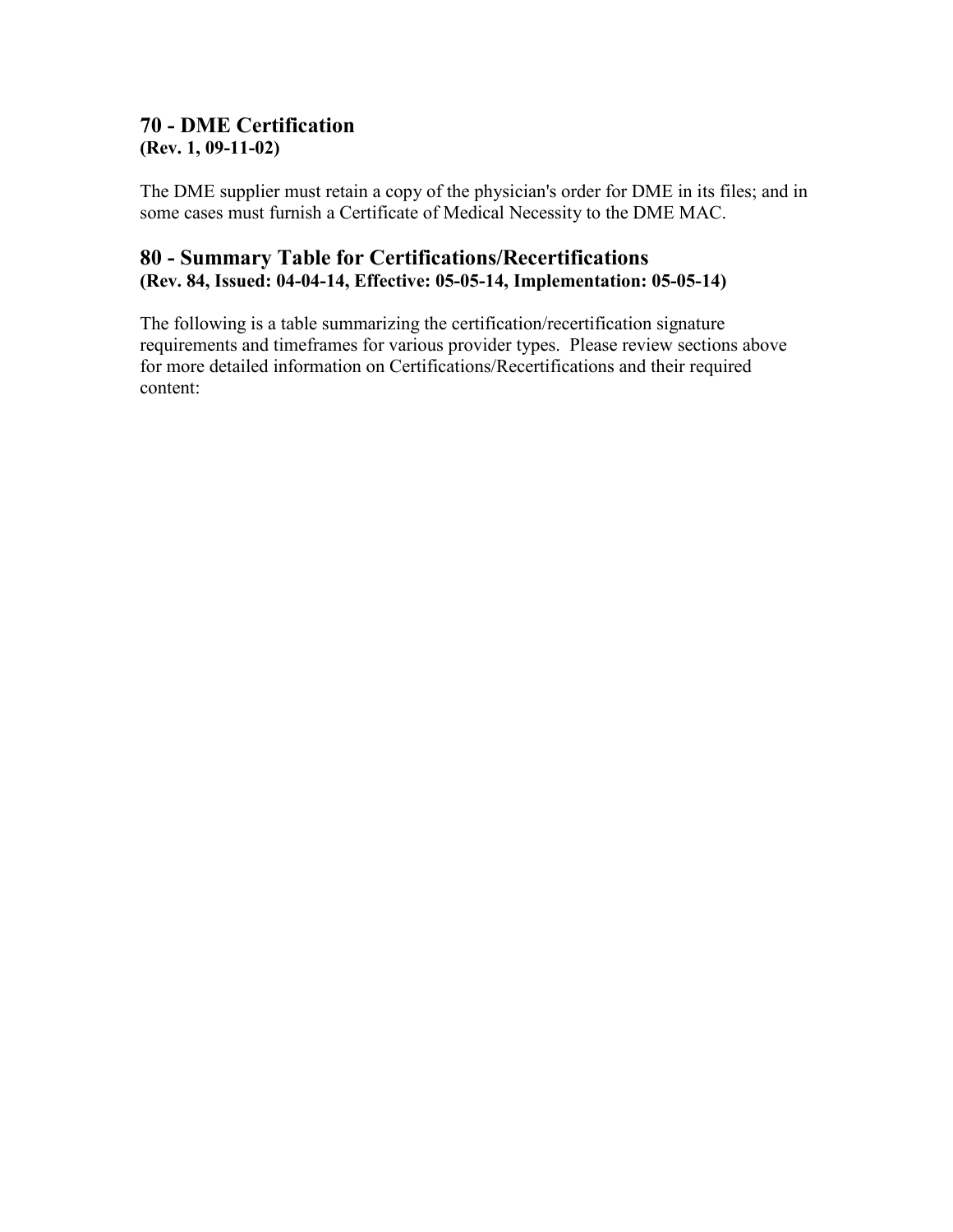## 70 - DME Certification
**(Rev. 1, 09-11-02)**

The DME supplier must retain a copy of the physician's order for DME in its files; and in some cases must furnish a Certificate of Medical Necessity to the DME MAC.

## 80 - Summary Table for Certifications/Recertifications
**(Rev. 84, Issued: 04-04-14, Effective: 05-05-14, Implementation: 05-05-14)**

The following is a table summarizing the certification/recertification signature requirements and timeframes for various provider types. Please review sections above for more detailed information on Certifications/Recertifications and their required content: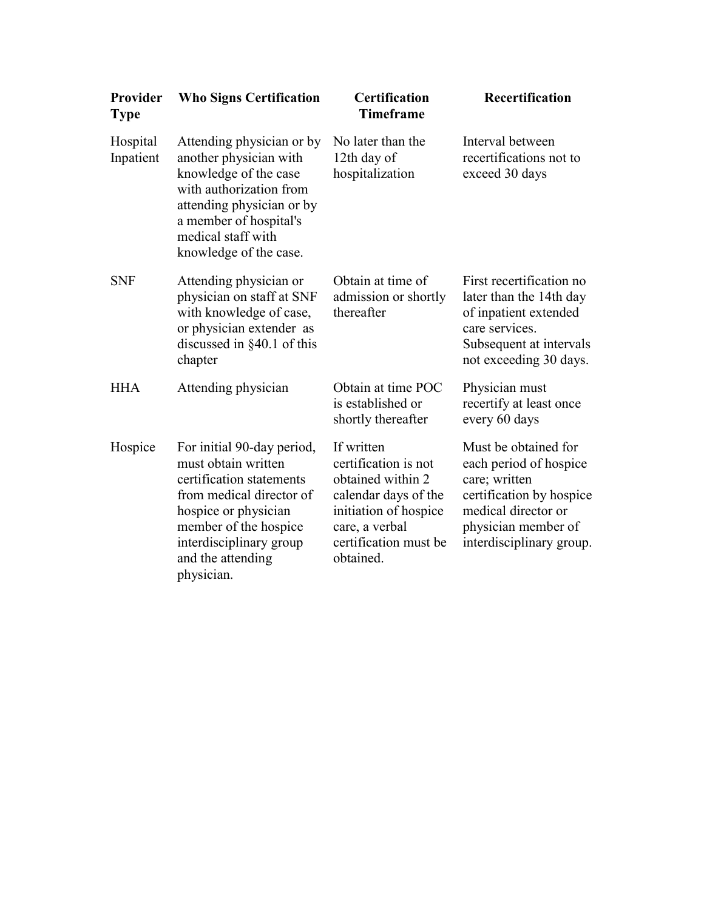| Provider Type | Who Signs Certification | Certification Timeframe | Recertification |
|---|---|---|---|
| Hospital Inpatient | Attending physician or by another physician with knowledge of the case with authorization from attending physician or by a member of hospital's medical staff with knowledge of the case. | No later than the 12th day of hospitalization | Interval between recertifications not to exceed 30 days |
| SNF | Attending physician or physician on staff at SNF with knowledge of case, or physician extender as discussed in §40.1 of this chapter | Obtain at time of admission or shortly thereafter | First recertification no later than the 14th day of inpatient extended care services. Subsequent at intervals not exceeding 30 days. |
| HHA | Attending physician | Obtain at time POC is established or shortly thereafter | Physician must recertify at least once every 60 days |
| Hospice | For initial 90-day period, must obtain written certification statements from medical director of hospice or physician member of the hospice interdisciplinary group and the attending physician. | If written certification is not obtained within 2 calendar days of the initiation of hospice care, a verbal certification must be obtained. | Must be obtained for each period of hospice care; written certification by hospice medical director or physician member of interdisciplinary group. |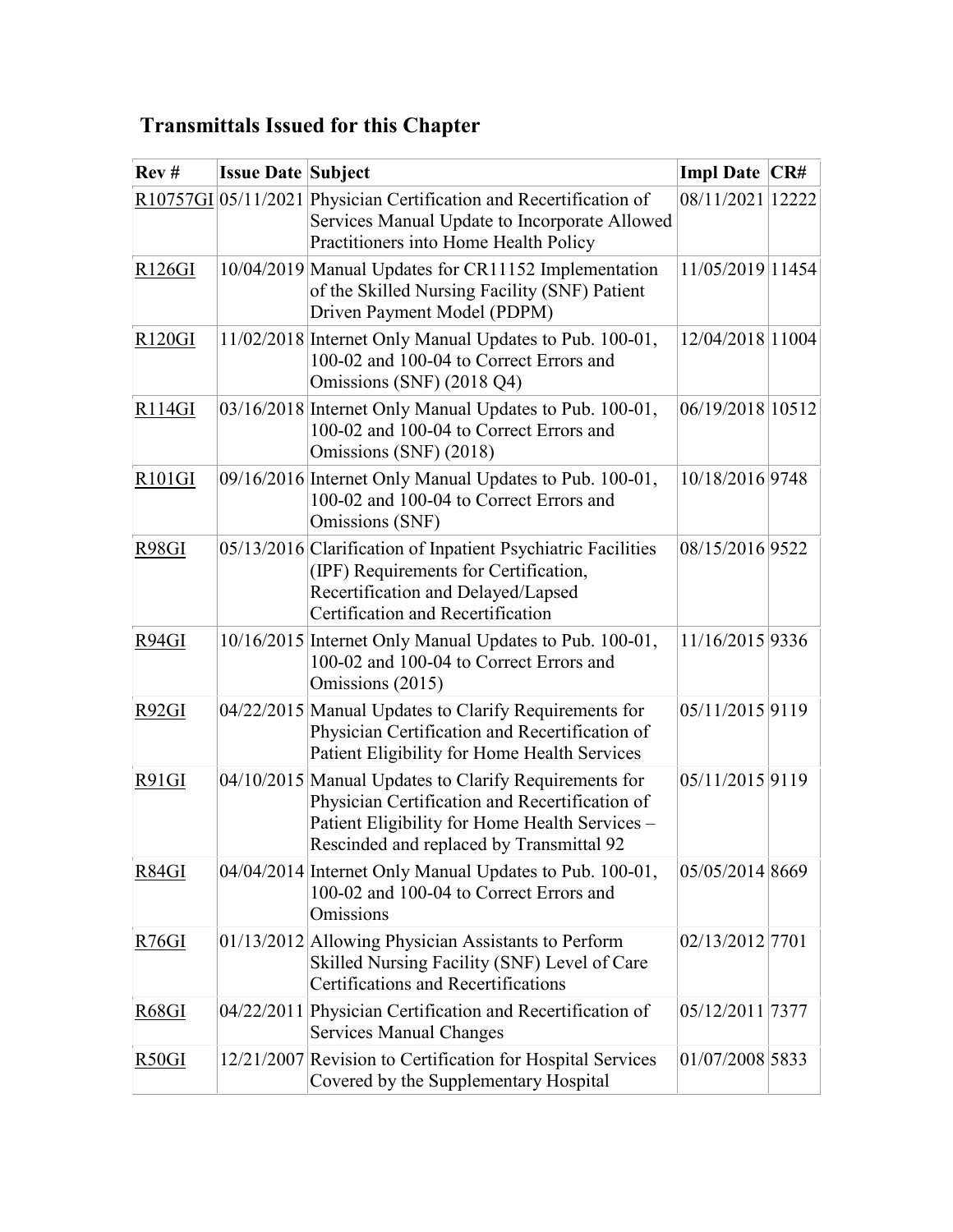## Transmittals Issued for this Chapter

| Rev # | Issue Date | Subject | Impl Date | CR# |
|---|---|---|---|---|
| R10757GI | 05/11/2021 | Physician Certification and Recertification of Services Manual Update to Incorporate Allowed Practitioners into Home Health Policy | 08/11/2021 | 12222 |
| R126GI | 10/04/2019 | Manual Updates for CR11152 Implementation of the Skilled Nursing Facility (SNF) Patient Driven Payment Model (PDPM) | 11/05/2019 | 11454 |
| R120GI | 11/02/2018 | Internet Only Manual Updates to Pub. 100-01, 100-02 and 100-04 to Correct Errors and Omissions (SNF) (2018 Q4) | 12/04/2018 | 11004 |
| R114GI | 03/16/2018 | Internet Only Manual Updates to Pub. 100-01, 100-02 and 100-04 to Correct Errors and Omissions (SNF) (2018) | 06/19/2018 | 10512 |
| R101GI | 09/16/2016 | Internet Only Manual Updates to Pub. 100-01, 100-02 and 100-04 to Correct Errors and Omissions (SNF) | 10/18/2016 | 9748 |
| R98GI | 05/13/2016 | Clarification of Inpatient Psychiatric Facilities (IPF) Requirements for Certification, Recertification and Delayed/Lapsed Certification and Recertification | 08/15/2016 | 9522 |
| R94GI | 10/16/2015 | Internet Only Manual Updates to Pub. 100-01, 100-02 and 100-04 to Correct Errors and Omissions (2015) | 11/16/2015 | 9336 |
| R92GI | 04/22/2015 | Manual Updates to Clarify Requirements for Physician Certification and Recertification of Patient Eligibility for Home Health Services | 05/11/2015 | 9119 |
| R91GI | 04/10/2015 | Manual Updates to Clarify Requirements for Physician Certification and Recertification of Patient Eligibility for Home Health Services – Rescinded and replaced by Transmittal 92 | 05/11/2015 | 9119 |
| R84GI | 04/04/2014 | Internet Only Manual Updates to Pub. 100-01, 100-02 and 100-04 to Correct Errors and Omissions | 05/05/2014 | 8669 |
| R76GI | 01/13/2012 | Allowing Physician Assistants to Perform Skilled Nursing Facility (SNF) Level of Care Certifications and Recertifications | 02/13/2012 | 7701 |
| R68GI | 04/22/2011 | Physician Certification and Recertification of Services Manual Changes | 05/12/2011 | 7377 |
| R50GI | 12/21/2007 | Revision to Certification for Hospital Services Covered by the Supplementary Hospital | 01/07/2008 | 5833 |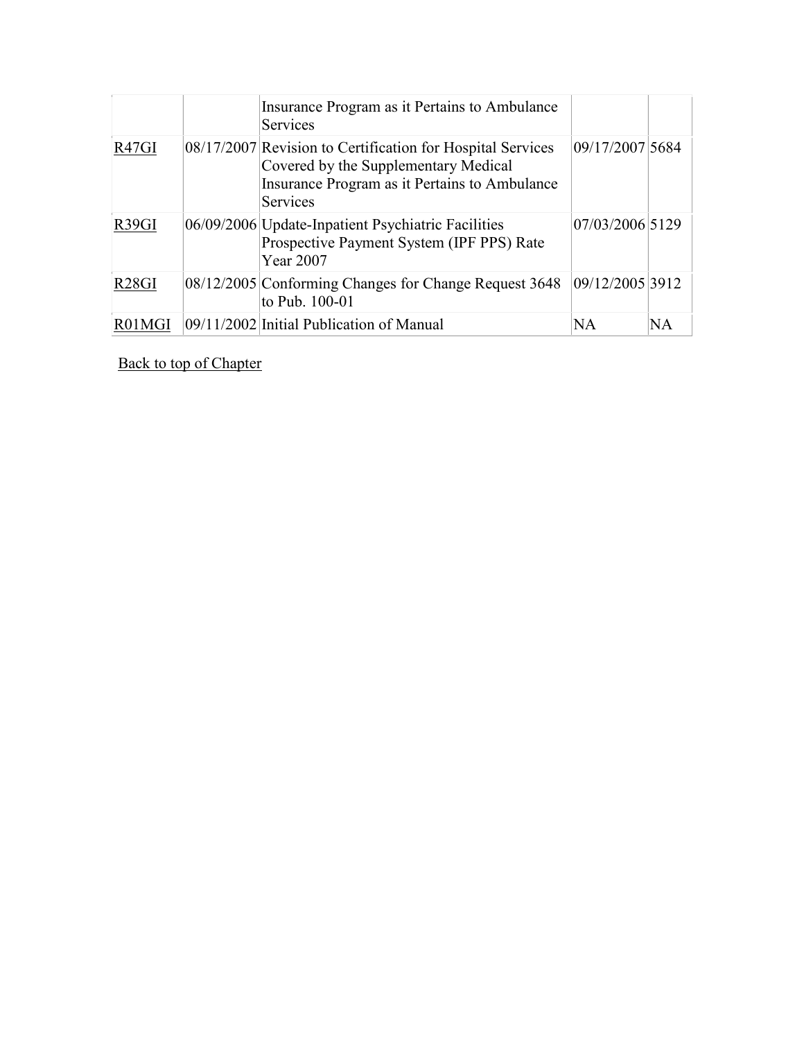| | | | | |
|---|---|---|---|---|
| | | Insurance Program as it Pertains to Ambulance Services | | |
| R47GI | 08/17/2007 | Revision to Certification for Hospital Services Covered by the Supplementary Medical Insurance Program as it Pertains to Ambulance Services | 09/17/2007 | 5684 |
| R39GI | 06/09/2006 | Update-Inpatient Psychiatric Facilities Prospective Payment System (IPF PPS) Rate Year 2007 | 07/03/2006 | 5129 |
| R28GI | 08/12/2005 | Conforming Changes for Change Request 3648 to Pub. 100-01 | 09/12/2005 | 3912 |
| R01MGI | 09/11/2002 | Initial Publication of Manual | NA | NA |

Back to top of Chapter